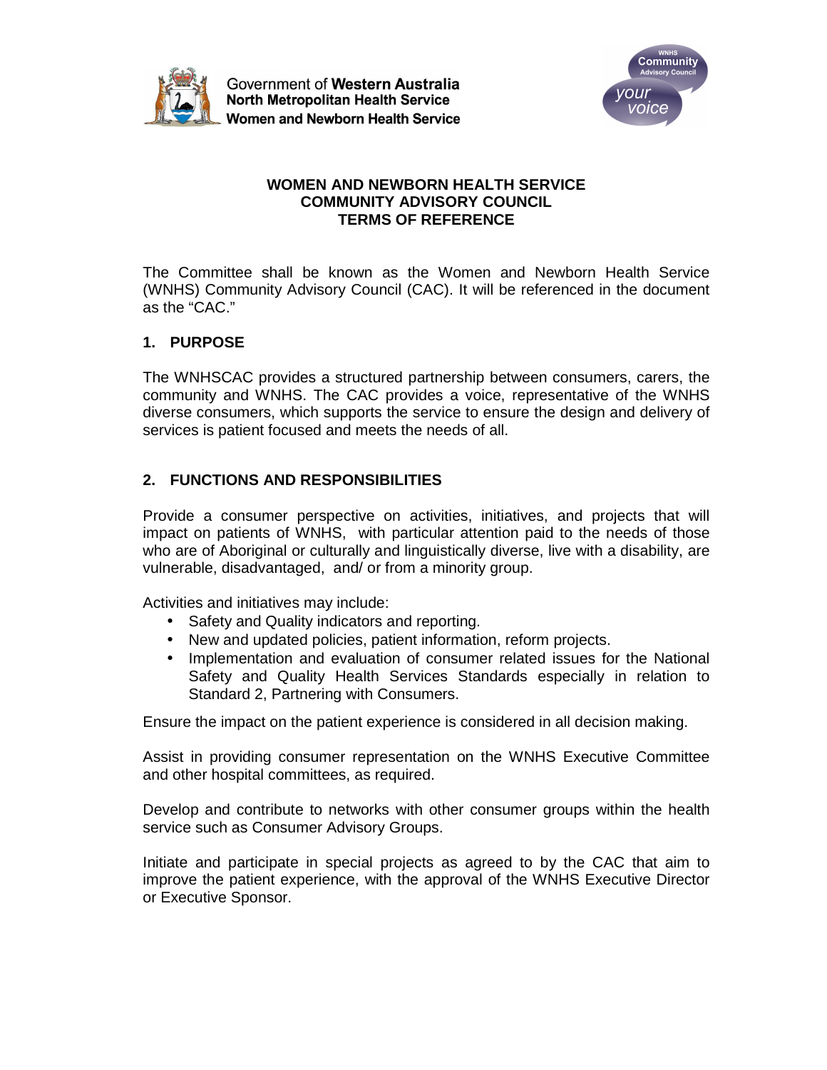Government of **Western Australia**
**North Metropolitan Health Service**
**Women and Newborn Health Service**

**WOMEN AND NEWBORN HEALTH SERVICE**
**COMMUNITY ADVISORY COUNCIL**
**TERMS OF REFERENCE**

The Committee shall be known as the Women and Newborn Health Service (WNHS) Community Advisory Council (CAC). It will be referenced in the document as the "CAC."

## 1. PURPOSE

The WNHSCAC provides a structured partnership between consumers, carers, the community and WNHS. The CAC provides a voice, representative of the WNHS diverse consumers, which supports the service to ensure the design and delivery of services is patient focused and meets the needs of all.

## 2. FUNCTIONS AND RESPONSIBILITIES

Provide a consumer perspective on activities, initiatives, and projects that will impact on patients of WNHS, with particular attention paid to the needs of those who are of Aboriginal or culturally and linguistically diverse, live with a disability, are vulnerable, disadvantaged, and/ or from a minority group.

Activities and initiatives may include:

- Safety and Quality indicators and reporting.
- New and updated policies, patient information, reform projects.
- Implementation and evaluation of consumer related issues for the National Safety and Quality Health Services Standards especially in relation to Standard 2, Partnering with Consumers.

Ensure the impact on the patient experience is considered in all decision making.

Assist in providing consumer representation on the WNHS Executive Committee and other hospital committees, as required.

Develop and contribute to networks with other consumer groups within the health service such as Consumer Advisory Groups.

Initiate and participate in special projects as agreed to by the CAC that aim to improve the patient experience, with the approval of the WNHS Executive Director or Executive Sponsor.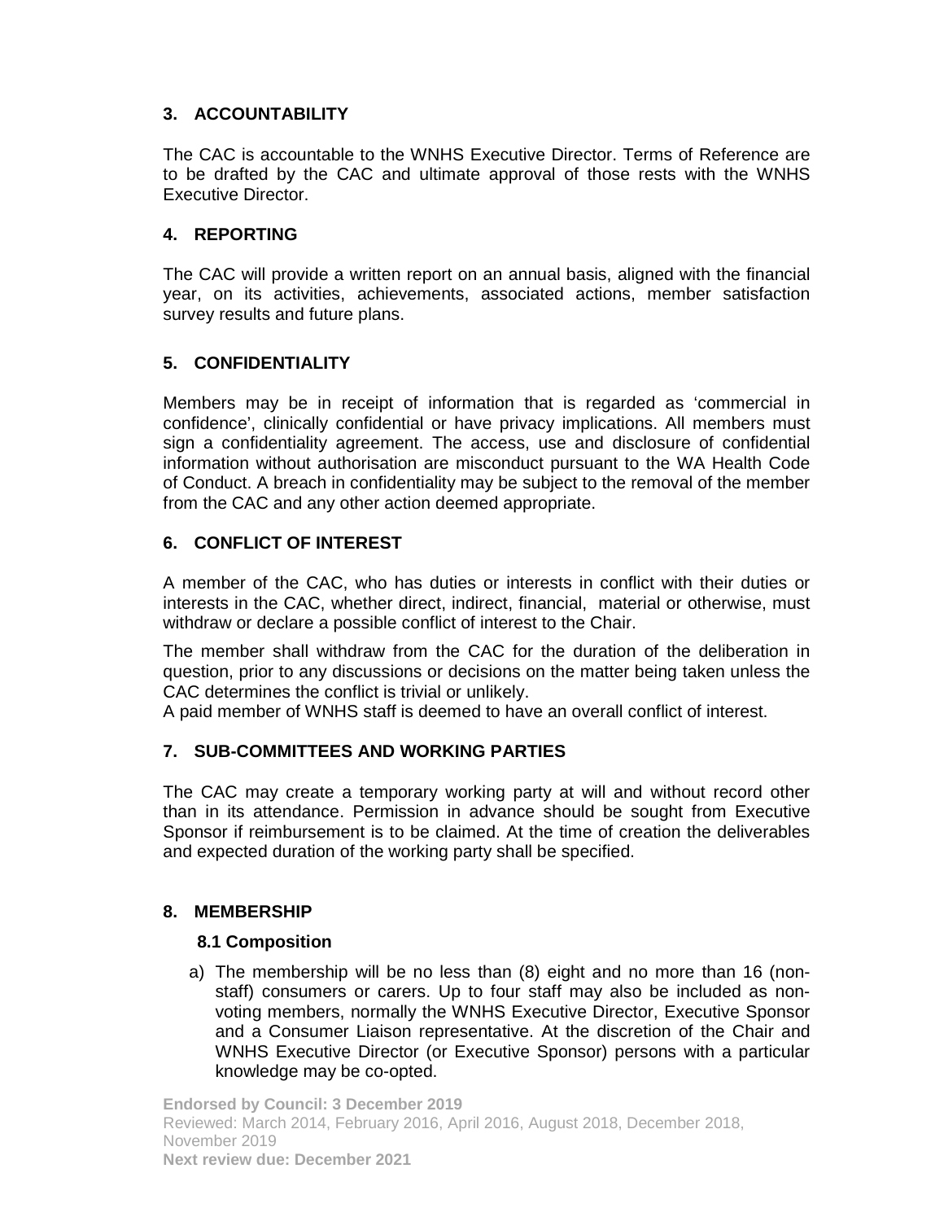## 3. ACCOUNTABILITY

The CAC is accountable to the WNHS Executive Director. Terms of Reference are to be drafted by the CAC and ultimate approval of those rests with the WNHS Executive Director.

## 4. REPORTING

The CAC will provide a written report on an annual basis, aligned with the financial year, on its activities, achievements, associated actions, member satisfaction survey results and future plans.

## 5. CONFIDENTIALITY

Members may be in receipt of information that is regarded as 'commercial in confidence', clinically confidential or have privacy implications. All members must sign a confidentiality agreement. The access, use and disclosure of confidential information without authorisation are misconduct pursuant to the WA Health Code of Conduct. A breach in confidentiality may be subject to the removal of the member from the CAC and any other action deemed appropriate.

## 6. CONFLICT OF INTEREST

A member of the CAC, who has duties or interests in conflict with their duties or interests in the CAC, whether direct, indirect, financial, material or otherwise, must withdraw or declare a possible conflict of interest to the Chair.

The member shall withdraw from the CAC for the duration of the deliberation in question, prior to any discussions or decisions on the matter being taken unless the CAC determines the conflict is trivial or unlikely.

A paid member of WNHS staff is deemed to have an overall conflict of interest.

## 7. SUB-COMMITTEES AND WORKING PARTIES

The CAC may create a temporary working party at will and without record other than in its attendance. Permission in advance should be sought from Executive Sponsor if reimbursement is to be claimed. At the time of creation the deliverables and expected duration of the working party shall be specified.

## 8. MEMBERSHIP

### 8.1 Composition

a) The membership will be no less than (8) eight and no more than 16 (non-staff) consumers or carers. Up to four staff may also be included as non-voting members, normally the WNHS Executive Director, Executive Sponsor and a Consumer Liaison representative. At the discretion of the Chair and WNHS Executive Director (or Executive Sponsor) persons with a particular knowledge may be co-opted.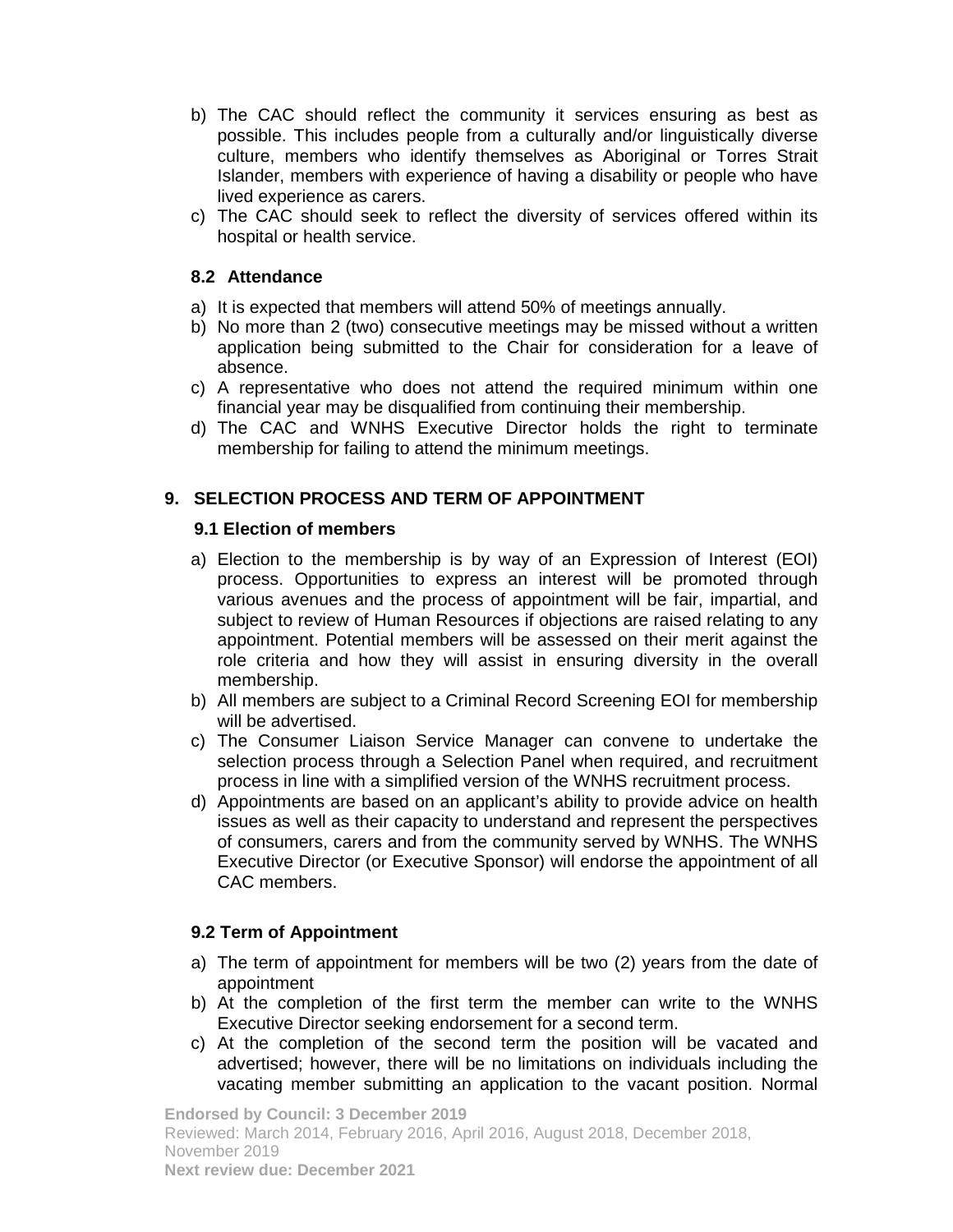b) The CAC should reflect the community it services ensuring as best as possible. This includes people from a culturally and/or linguistically diverse culture, members who identify themselves as Aboriginal or Torres Strait Islander, members with experience of having a disability or people who have lived experience as carers.
c) The CAC should seek to reflect the diversity of services offered within its hospital or health service.

### 8.2 Attendance

a) It is expected that members will attend 50% of meetings annually.
b) No more than 2 (two) consecutive meetings may be missed without a written application being submitted to the Chair for consideration for a leave of absence.
c) A representative who does not attend the required minimum within one financial year may be disqualified from continuing their membership.
d) The CAC and WNHS Executive Director holds the right to terminate membership for failing to attend the minimum meetings.

## 9. SELECTION PROCESS AND TERM OF APPOINTMENT

### 9.1 Election of members

a) Election to the membership is by way of an Expression of Interest (EOI) process. Opportunities to express an interest will be promoted through various avenues and the process of appointment will be fair, impartial, and subject to review of Human Resources if objections are raised relating to any appointment. Potential members will be assessed on their merit against the role criteria and how they will assist in ensuring diversity in the overall membership.
b) All members are subject to a Criminal Record Screening EOI for membership will be advertised.
c) The Consumer Liaison Service Manager can convene to undertake the selection process through a Selection Panel when required, and recruitment process in line with a simplified version of the WNHS recruitment process.
d) Appointments are based on an applicant's ability to provide advice on health issues as well as their capacity to understand and represent the perspectives of consumers, carers and from the community served by WNHS. The WNHS Executive Director (or Executive Sponsor) will endorse the appointment of all CAC members.

### 9.2 Term of Appointment

a) The term of appointment for members will be two (2) years from the date of appointment
b) At the completion of the first term the member can write to the WNHS Executive Director seeking endorsement for a second term.
c) At the completion of the second term the position will be vacated and advertised; however, there will be no limitations on individuals including the vacating member submitting an application to the vacant position. Normal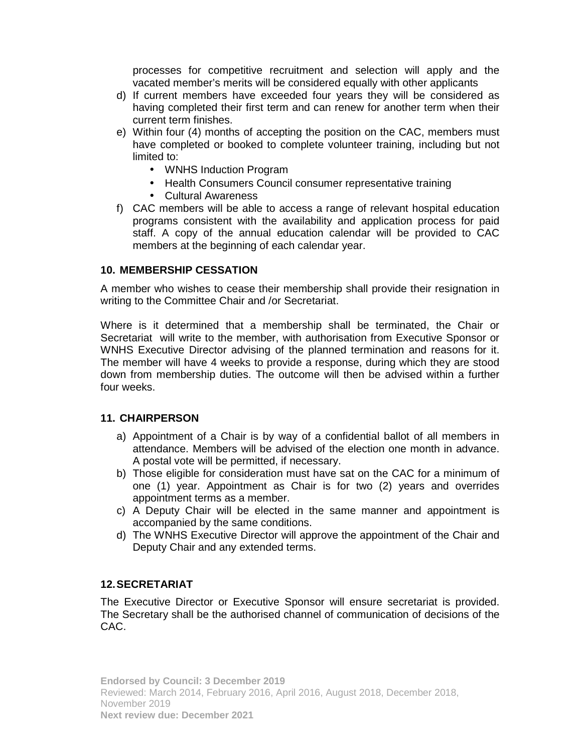processes for competitive recruitment and selection will apply and the vacated member's merits will be considered equally with other applicants

d) If current members have exceeded four years they will be considered as having completed their first term and can renew for another term when their current term finishes.
e) Within four (4) months of accepting the position on the CAC, members must have completed or booked to complete volunteer training, including but not limited to:
   - WNHS Induction Program
   - Health Consumers Council consumer representative training
   - Cultural Awareness
f) CAC members will be able to access a range of relevant hospital education programs consistent with the availability and application process for paid staff. A copy of the annual education calendar will be provided to CAC members at the beginning of each calendar year.

## 10. MEMBERSHIP CESSATION

A member who wishes to cease their membership shall provide their resignation in writing to the Committee Chair and /or Secretariat.

Where is it determined that a membership shall be terminated, the Chair or Secretariat will write to the member, with authorisation from Executive Sponsor or WNHS Executive Director advising of the planned termination and reasons for it. The member will have 4 weeks to provide a response, during which they are stood down from membership duties. The outcome will then be advised within a further four weeks.

## 11. CHAIRPERSON

a) Appointment of a Chair is by way of a confidential ballot of all members in attendance. Members will be advised of the election one month in advance. A postal vote will be permitted, if necessary.
b) Those eligible for consideration must have sat on the CAC for a minimum of one (1) year. Appointment as Chair is for two (2) years and overrides appointment terms as a member.
c) A Deputy Chair will be elected in the same manner and appointment is accompanied by the same conditions.
d) The WNHS Executive Director will approve the appointment of the Chair and Deputy Chair and any extended terms.

## 12. SECRETARIAT

The Executive Director or Executive Sponsor will ensure secretariat is provided. The Secretary shall be the authorised channel of communication of decisions of the CAC.

**Endorsed by Council: 3 December 2019**
Reviewed: March 2014, February 2016, April 2016, August 2018, December 2018, November 2019
**Next review due: December 2021**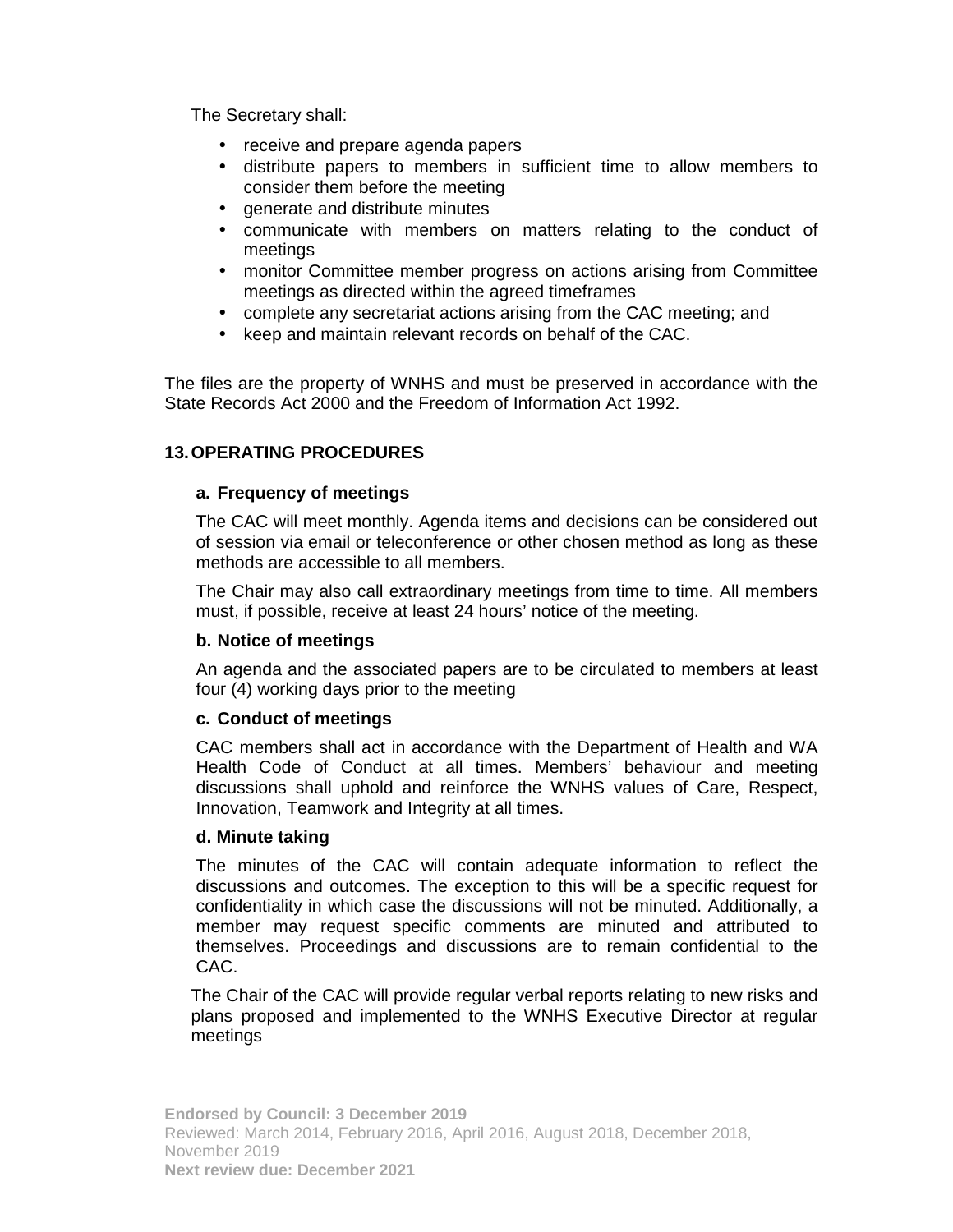The Secretary shall:

- receive and prepare agenda papers
- distribute papers to members in sufficient time to allow members to consider them before the meeting
- generate and distribute minutes
- communicate with members on matters relating to the conduct of meetings
- monitor Committee member progress on actions arising from Committee meetings as directed within the agreed timeframes
- complete any secretariat actions arising from the CAC meeting; and
- keep and maintain relevant records on behalf of the CAC.

The files are the property of WNHS and must be preserved in accordance with the State Records Act 2000 and the Freedom of Information Act 1992.

## 13. OPERATING PROCEDURES

### a. Frequency of meetings

The CAC will meet monthly. Agenda items and decisions can be considered out of session via email or teleconference or other chosen method as long as these methods are accessible to all members.

The Chair may also call extraordinary meetings from time to time. All members must, if possible, receive at least 24 hours' notice of the meeting.

### b. Notice of meetings

An agenda and the associated papers are to be circulated to members at least four (4) working days prior to the meeting

### c. Conduct of meetings

CAC members shall act in accordance with the Department of Health and WA Health Code of Conduct at all times. Members' behaviour and meeting discussions shall uphold and reinforce the WNHS values of Care, Respect, Innovation, Teamwork and Integrity at all times.

### d. Minute taking

The minutes of the CAC will contain adequate information to reflect the discussions and outcomes. The exception to this will be a specific request for confidentiality in which case the discussions will not be minuted. Additionally, a member may request specific comments are minuted and attributed to themselves. Proceedings and discussions are to remain confidential to the CAC.

The Chair of the CAC will provide regular verbal reports relating to new risks and plans proposed and implemented to the WNHS Executive Director at regular meetings

**Endorsed by Council: 3 December 2019**
Reviewed: March 2014, February 2016, April 2016, August 2018, December 2018, November 2019
**Next review due: December 2021**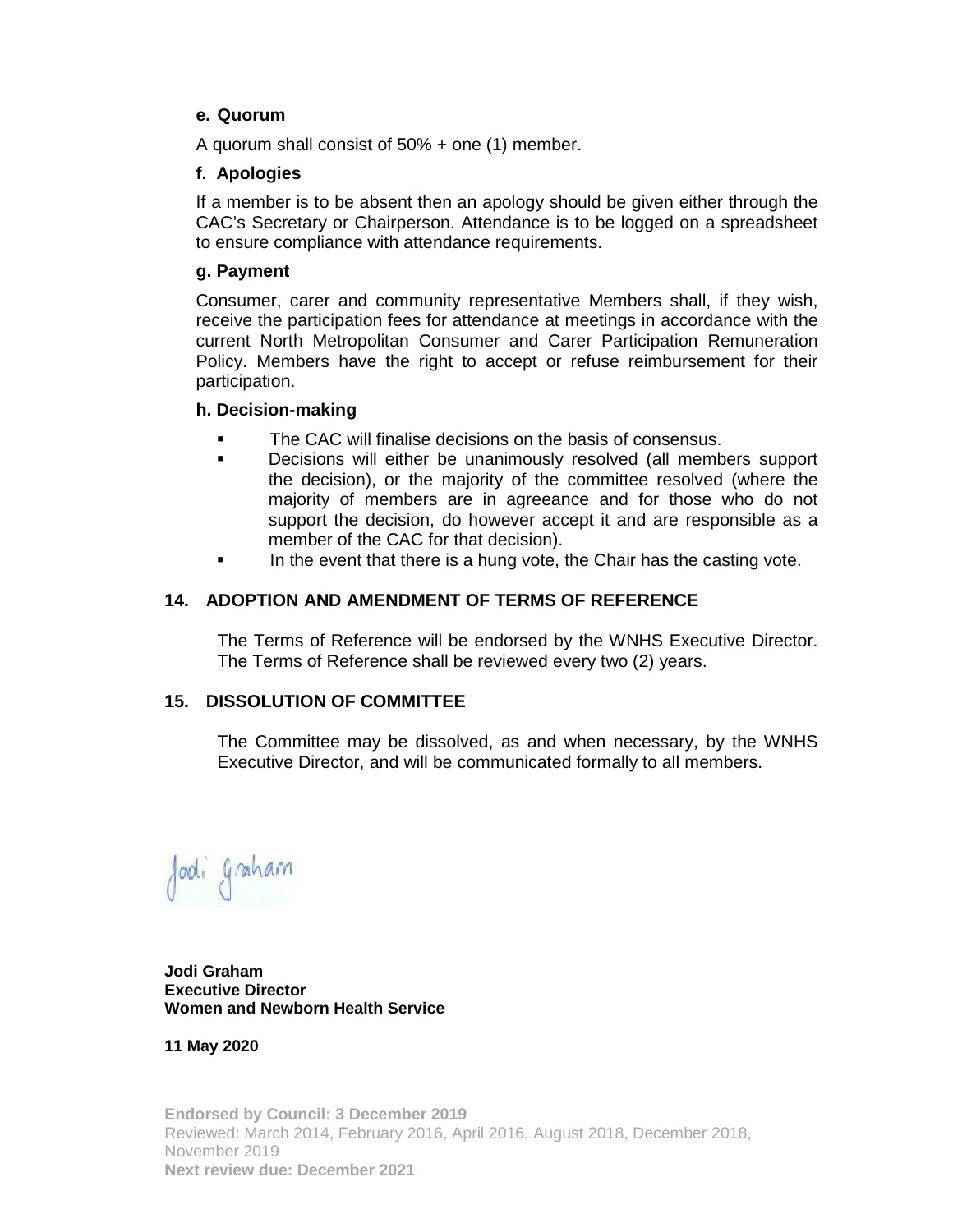**e. Quorum**

A quorum shall consist of 50% + one (1) member.

**f. Apologies**

If a member is to be absent then an apology should be given either through the CAC's Secretary or Chairperson. Attendance is to be logged on a spreadsheet to ensure compliance with attendance requirements.

**g. Payment**

Consumer, carer and community representative Members shall, if they wish, receive the participation fees for attendance at meetings in accordance with the current North Metropolitan Consumer and Carer Participation Remuneration Policy. Members have the right to accept or refuse reimbursement for their participation.

**h. Decision-making**

- The CAC will finalise decisions on the basis of consensus.
- Decisions will either be unanimously resolved (all members support the decision), or the majority of the committee resolved (where the majority of members are in agreeance and for those who do not support the decision, do however accept it and are responsible as a member of the CAC for that decision).
- In the event that there is a hung vote, the Chair has the casting vote.

## 14. ADOPTION AND AMENDMENT OF TERMS OF REFERENCE

The Terms of Reference will be endorsed by the WNHS Executive Director. The Terms of Reference shall be reviewed every two (2) years.

## 15. DISSOLUTION OF COMMITTEE

The Committee may be dissolved, as and when necessary, by the WNHS Executive Director, and will be communicated formally to all members.

Jodi Graham

**Jodi Graham**
**Executive Director**
**Women and Newborn Health Service**

**11 May 2020**

**Endorsed by Council: 3 December 2019**
Reviewed: March 2014, February 2016, April 2016, August 2018, December 2018, November 2019
**Next review due: December 2021**